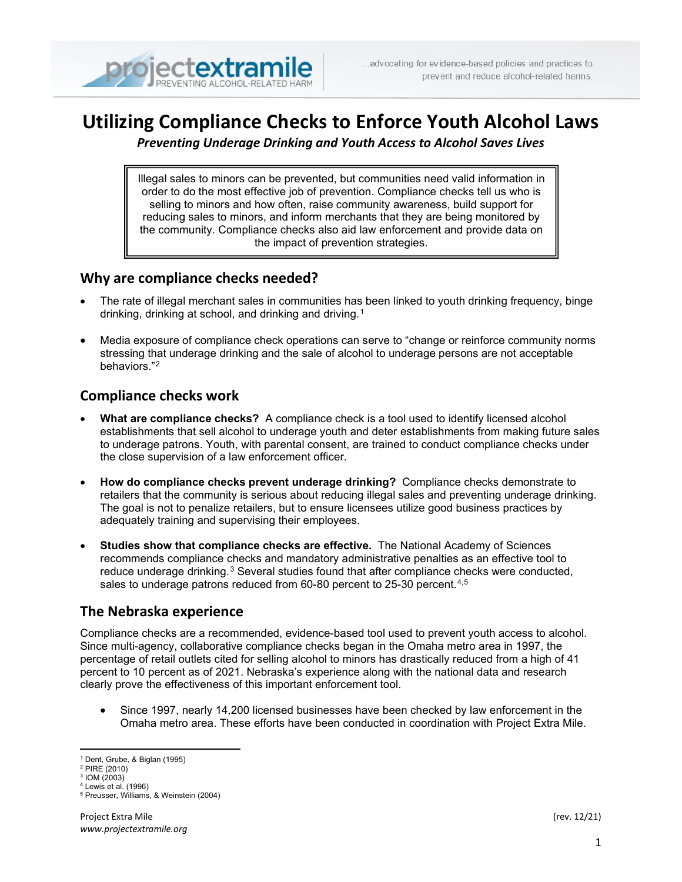# Utilizing Compliance Checks to Enforce Youth Alcohol Laws

***Preventing Underage Drinking and Youth Access to Alcohol Saves Lives***

> Illegal sales to minors can be prevented, but communities need valid information in order to do the most effective job of prevention. Compliance checks tell us who is selling to minors and how often, raise community awareness, build support for reducing sales to minors, and inform merchants that they are being monitored by the community. Compliance checks also aid law enforcement and provide data on the impact of prevention strategies.

## Why are compliance checks needed?

- The rate of illegal merchant sales in communities has been linked to youth drinking frequency, binge drinking, drinking at school, and drinking and driving.[1]
- Media exposure of compliance check operations can serve to "change or reinforce community norms stressing that underage drinking and the sale of alcohol to underage persons are not acceptable behaviors."[2]

## Compliance checks work

- **What are compliance checks?** A compliance check is a tool used to identify licensed alcohol establishments that sell alcohol to underage youth and deter establishments from making future sales to underage patrons. Youth, with parental consent, are trained to conduct compliance checks under the close supervision of a law enforcement officer.
- **How do compliance checks prevent underage drinking?** Compliance checks demonstrate to retailers that the community is serious about reducing illegal sales and preventing underage drinking. The goal is not to penalize retailers, but to ensure licensees utilize good business practices by adequately training and supervising their employees.
- **Studies show that compliance checks are effective.** The National Academy of Sciences recommends compliance checks and mandatory administrative penalties as an effective tool to reduce underage drinking.[3] Several studies found that after compliance checks were conducted, sales to underage patrons reduced from 60-80 percent to 25-30 percent.[4,5]

## The Nebraska experience

Compliance checks are a recommended, evidence-based tool used to prevent youth access to alcohol. Since multi-agency, collaborative compliance checks began in the Omaha metro area in 1997, the percentage of retail outlets cited for selling alcohol to minors has drastically reduced from a high of 41 percent to 10 percent as of 2021. Nebraska's experience along with the national data and research clearly prove the effectiveness of this important enforcement tool.

- Since 1997, nearly 14,200 licensed businesses have been checked by law enforcement in the Omaha metro area. These efforts have been conducted in coordination with Project Extra Mile.

---

[1] Dent, Grube, & Biglan (1995)
[2] PIRE (2010)
[3] IOM (2003)
[4] Lewis et al. (1996)
[5] Preusser, Williams, & Weinstein (2004)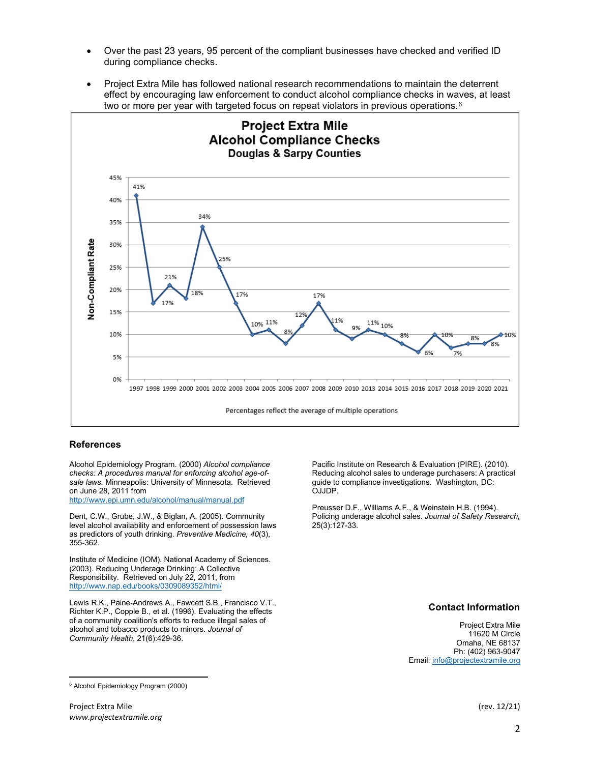- Over the past 23 years, 95 percent of the compliant businesses have checked and verified ID during compliance checks.
- Project Extra Mile has followed national research recommendations to maintain the deterrent effect by encouraging law enforcement to conduct alcohol compliance checks in waves, at least two or more per year with targeted focus on repeat violators in previous operations.[6]

**Project Extra Mile**
**Alcohol Compliance Checks**
**Douglas & Sarpy Counties**

Non-Compliant Rate

45%
40%
35%
30%
25%
20%
15%
10%
5%
0%

41%
17%
21%
18%
34%
25%
17%
10%
11%
8%
12%
17%
11%
9%
11%
10%
8%
6%
10%
7%
8%
8%
10%

1997 1998 1999 2000 2001 2002 2003 2004 2005 2006 2007 2008 2009 2010 2013 2014 2015 2016 2017 2018 2019 2020 2021

Percentages reflect the average of multiple operations

## References

Alcohol Epidemiology Program. (2000) *Alcohol compliance checks: A procedures manual for enforcing alcohol age-of-sale laws.* Minneapolis: University of Minnesota. Retrieved on June 28, 2011 from http://www.epi.umn.edu/alcohol/manual/manual.pdf

Dent, C.W., Grube, J.W., & Biglan, A. (2005). Community level alcohol availability and enforcement of possession laws as predictors of youth drinking. *Preventive Medicine, 40*(3), 355-362.

Institute of Medicine (IOM). National Academy of Sciences. (2003). Reducing Underage Drinking: A Collective Responsibility. Retrieved on July 22, 2011, from http://www.nap.edu/books/0309089352/html/

Lewis R.K., Paine-Andrews A., Fawcett S.B., Francisco V.T., Richter K.P., Copple B., et al. (1996). Evaluating the effects of a community coalition's efforts to reduce illegal sales of alcohol and tobacco products to minors. *Journal of Community Health*, 21(6):429-36.

Pacific Institute on Research & Evaluation (PIRE). (2010). Reducing alcohol sales to underage purchasers: A practical guide to compliance investigations. Washington, DC: OJJDP.

Preusser D.F., Williams A.F., & Weinstein H.B. (1994). Policing underage alcohol sales. *Journal of Safety Research*, 25(3):127-33.

### Contact Information

Project Extra Mile
11620 M Circle
Omaha, NE 68137
Ph: (402) 963-9047
Email: info@projectextramile.org

[6] Alcohol Epidemiology Program (2000)

Project Extra Mile
*www.projectextramile.org*

(rev. 12/21)